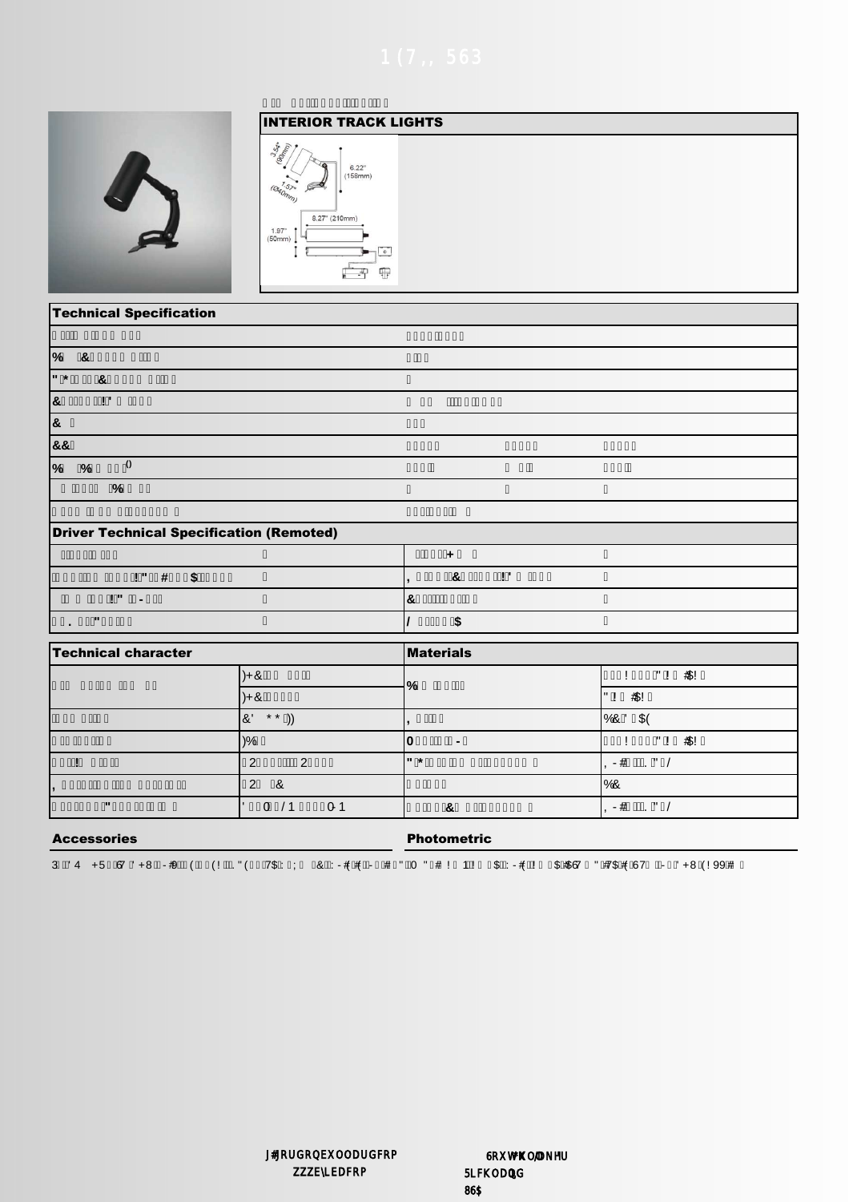## INTERIOR TRACK LIGHTS

## Technical Specification

## Driver Technical Specification (Remoted)

## Technical character

## Materials

## Accessories

## Photometric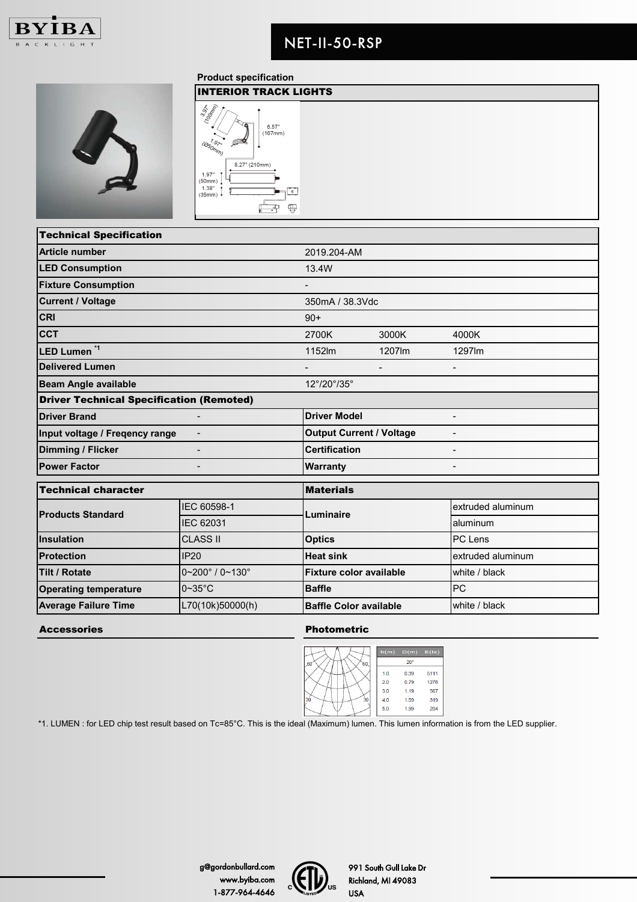# NET-II-50-RSP

**Product specification**

| INTERIOR TRACK LIGHTS |
|---|

3.97" (100mm)
6.57" (167mm)
1.97" (Ø50mm)
8.27" (210mm)
1.97" (50mm)
1.38" (35mm)

| Technical Specification | | | |
|---|---|---|---|
| **Article number** | 2019.204-AM | | |
| **LED Consumption** | 13.4W | | |
| **Fixture Consumption** | - | | |
| **Current / Voltage** | 350mA / 38.3Vdc | | |
| **CRI** | 90+ | | |
| **CCT** | 2700K | 3000K | 4000K |
| **LED Lumen [*1]** | 1152lm | 1207lm | 1297lm |
| **Delivered Lumen** | - | - | - |
| **Beam Angle available** | 12°/20°/35° | | |

| Driver Technical Specification (Remoted) | | | |
|---|---|---|---|
| **Driver Brand** | - | **Driver Model** | - |
| **Input voltage / Freqency range** | - | **Output Current / Voltage** | - |
| **Dimming / Flicker** | - | **Certification** | - |
| **Power Factor** | - | **Warranty** | - |

| Technical character | | Materials | |
|---|---|---|---|
| **Products Standard** | IEC 60598-1 | **Luminaire** | extruded aluminum |
| | IEC 62031 | | aluminum |
| **Insulation** | CLASS II | **Optics** | PC Lens |
| **Protection** | IP20 | **Heat sink** | extruded aluminum |
| **Tilt / Rotate** | 0~200° / 0~130° | **Fixture color available** | white / black |
| **Operating temperature** | 0~35°C | **Baffle** | PC |
| **Average Failure Time** | L70(10k)50000(h) | **Baffle Color available** | white / black |

## Accessories

## Photometric

| h(m) | D(m) | E(lx) |
|---|---|---|
| | 20° | |
| 1.0 | 0.39 | 5111 |
| 2.0 | 0.79 | 1278 |
| 3.0 | 1.19 | 567 |
| 4.0 | 1.59 | 319 |
| 5.0 | 1.99 | 204 |

*1. LUMEN : for LED chip test result based on Tc=85°C. This is the ideal (Maximum) lumen. This lumen information is from the LED supplier.

g@gordonbullard.com
www.byiba.com
1-877-964-4646

991 South Gull Lake Dr
Richland, MI 49083
USA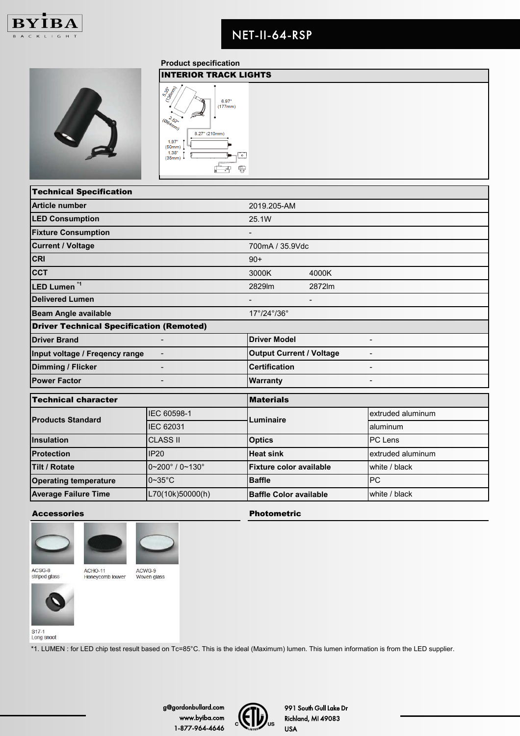# NET-II-64-RSP

Product specification

**INTERIOR TRACK LIGHTS**

5.35" (136mm)
6.97" (177mm)
2.52" (Ø64mm)
8.27" (210mm)
1.97" (50mm)
1.38" (35mm)

| **Technical Specification** | | | |
|---|---|---|---|
| **Article number** | | 2019.205-AM | |
| **LED Consumption** | | 25.1W | |
| **Fixture Consumption** | | - | |
| **Current / Voltage** | | 700mA / 35.9Vdc | |
| **CRI** | | 90+ | |
| **CCT** | | 3000K | 4000K |
| **LED Lumen** [*1] | | 2829lm | 2872lm |
| **Delivered Lumen** | | - | - |
| **Beam Angle available** | | 17°/24°/36° | |

| **Driver Technical Specification (Remoted)** | | | |
|---|---|---|---|
| **Driver Brand** | - | **Driver Model** | - |
| **Input voltage / Freqency range** | - | **Output Current / Voltage** | - |
| **Dimming / Flicker** | - | **Certification** | - |
| **Power Factor** | - | **Warranty** | - |

| **Technical character** | | **Materials** | |
|---|---|---|---|
| **Products Standard** | IEC 60598-1 | **Luminaire** | extruded aluminum |
| | IEC 62031 | | aluminum |
| **Insulation** | CLASS II | **Optics** | PC Lens |
| **Protection** | IP20 | **Heat sink** | extruded aluminum |
| **Tilt / Rotate** | 0~200° / 0~130° | **Fixture color available** | white / black |
| **Operating temperature** | 0~35°C | **Baffle** | PC |
| **Average Failure Time** | L70(10k)50000(h) | **Baffle Color available** | white / black |

## Accessories

ACSG-8
striped glass

ACHO-11
Honeycomb louver

ACWG-9
Woven glass

S17-1
Long snoot

## Photometric

*1. LUMEN : for LED chip test result based on Tc=85°C. This is the ideal (Maximum) lumen. This lumen information is from the LED supplier.

g@gordonbullard.com
www.byiba.com
1-877-964-4646

991 South Gull Lake Dr
Richland, MI 49083
USA